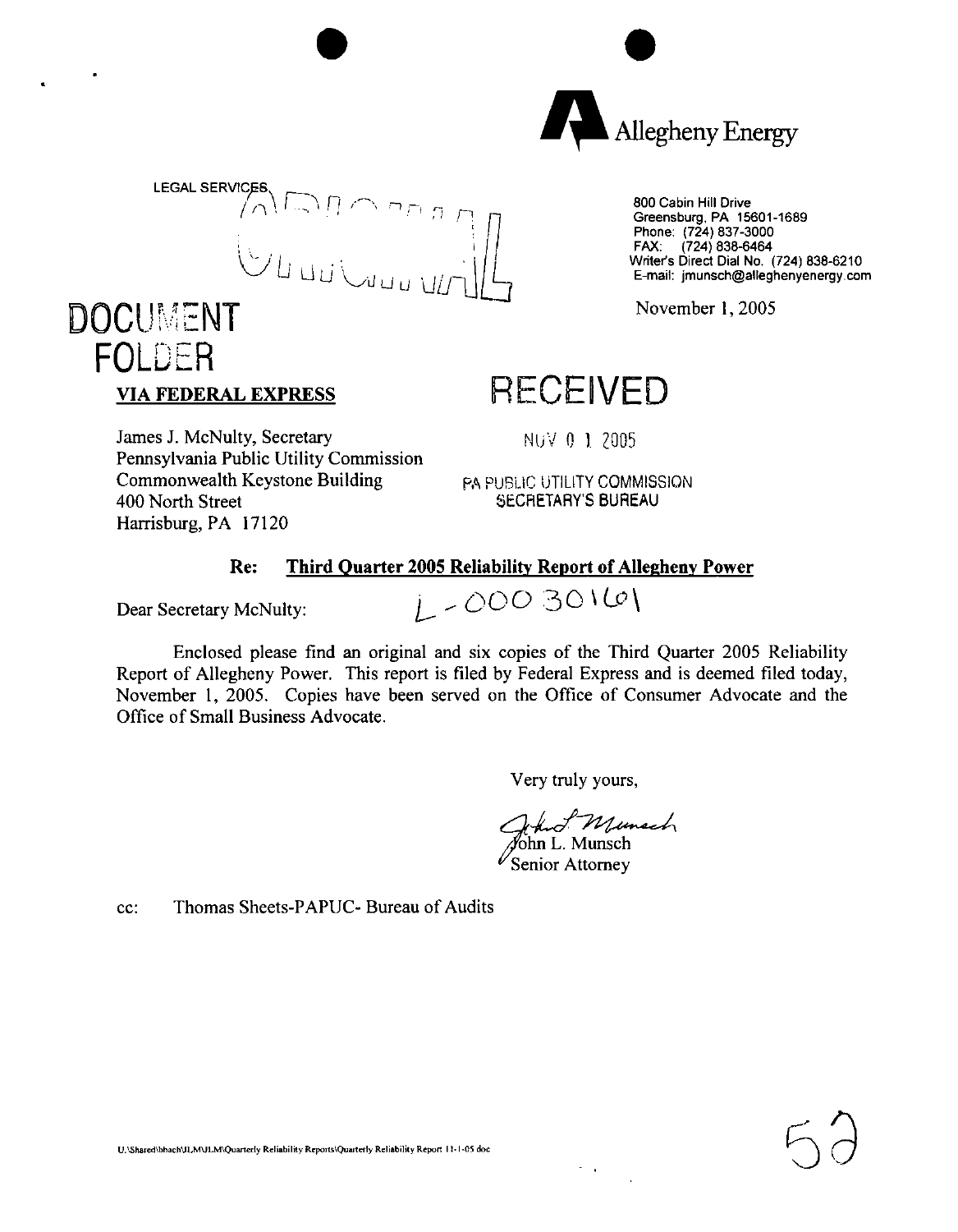Allegheny Energy

LEGAL SERVICES

ORIGINAL

800 Cabin Hill Drive
Greensburg, PA 15601-1689
Phone: (724) 837-3000
FAX: (724) 838-6464
Writer's Direct Dial No. (724) 838-6210
E-mail: jmunsch@alleghenyenergy.com

November 1, 2005

DOCUMENT FOLDER

**VIA FEDERAL EXPRESS**

RECEIVED

NOV 01 2005

PA PUBLIC UTILITY COMMISSION
SECRETARY'S BUREAU

James J. McNulty, Secretary
Pennsylvania Public Utility Commission
Commonwealth Keystone Building
400 North Street
Harrisburg, PA 17120

**Re: Third Quarter 2005 Reliability Report of Allegheny Power**

L-00030161

Dear Secretary McNulty:

Enclosed please find an original and six copies of the Third Quarter 2005 Reliability Report of Allegheny Power. This report is filed by Federal Express and is deemed filed today, November 1, 2005. Copies have been served on the Office of Consumer Advocate and the Office of Small Business Advocate.

Very truly yours,

John L. Munsch
Senior Attorney

cc: Thomas Sheets-PAPUC- Bureau of Audits

U:\Shared\bbach\JLM\JLM\Quarterly Reliability Reports\Quarterly Reliability Report 11-1-05.doc

52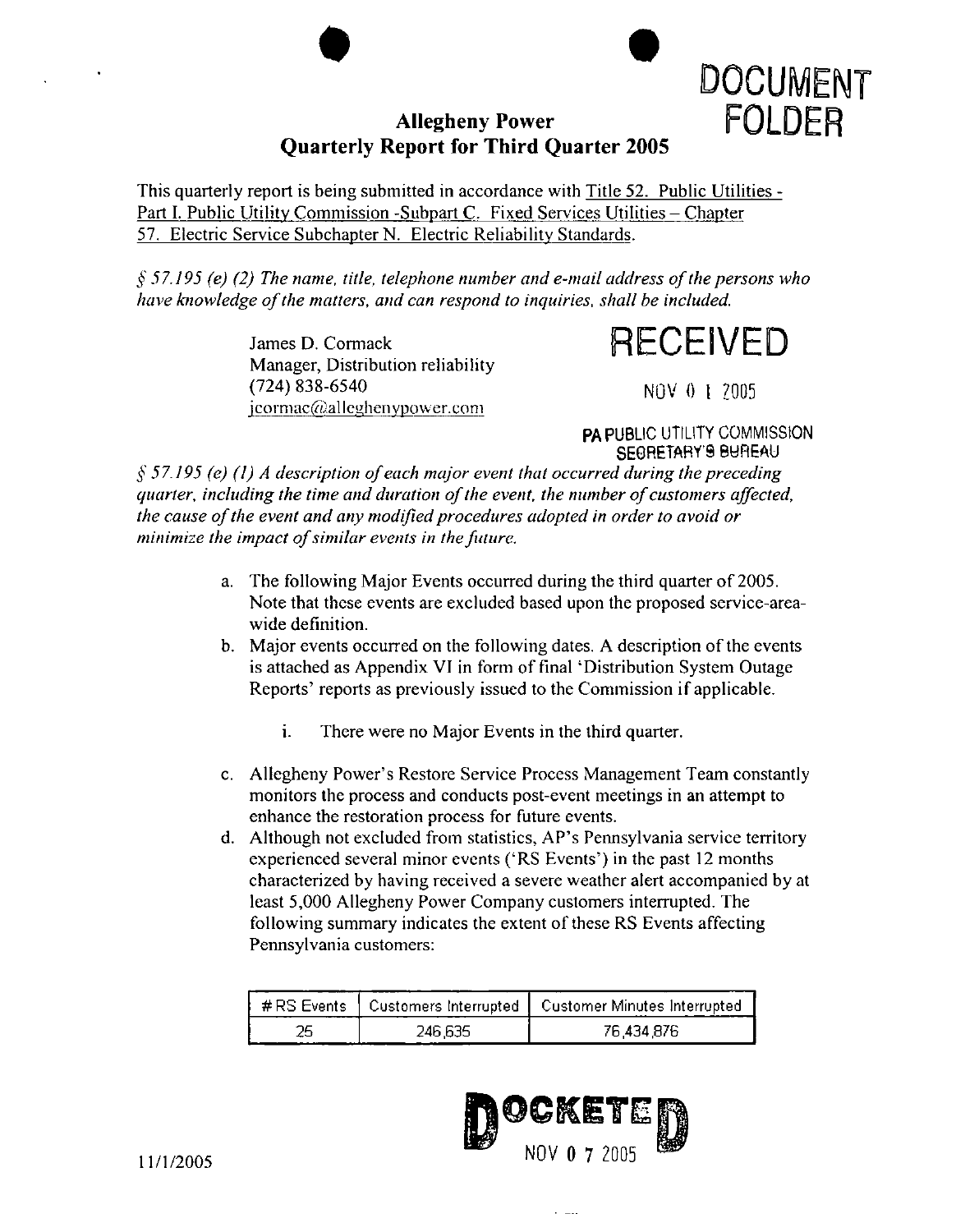DOCUMENT FOLDER

# Allegheny Power
## Quarterly Report for Third Quarter 2005

This quarterly report is being submitted in accordance with Title 52. Public Utilities - Part I. Public Utility Commission -Subpart C. Fixed Services Utilities – Chapter 57. Electric Service Subchapter N. Electric Reliability Standards.

*§ 57.195 (e) (2) The name, title, telephone number and e-mail address of the persons who have knowledge of the matters, and can respond to inquiries, shall be included.*

James D. Cormack
Manager, Distribution reliability
(724) 838-6540
jcormac@alleghenypower.com

RECEIVED

NOV 01 2005

PA PUBLIC UTILITY COMMISSION
SECRETARY'S BUREAU

*§ 57.195 (e) (1) A description of each major event that occurred during the preceding quarter, including the time and duration of the event, the number of customers affected, the cause of the event and any modified procedures adopted in order to avoid or minimize the impact of similar events in the future.*

a. The following Major Events occurred during the third quarter of 2005. Note that these events are excluded based upon the proposed service-area-wide definition.
b. Major events occurred on the following dates. A description of the events is attached as Appendix VI in form of final 'Distribution System Outage Reports' reports as previously issued to the Commission if applicable.
   i. There were no Major Events in the third quarter.
c. Allegheny Power's Restore Service Process Management Team constantly monitors the process and conducts post-event meetings in an attempt to enhance the restoration process for future events.
d. Although not excluded from statistics, AP's Pennsylvania service territory experienced several minor events ('RS Events') in the past 12 months characterized by having received a severe weather alert accompanied by at least 5,000 Allegheny Power Company customers interrupted. The following summary indicates the extent of these RS Events affecting Pennsylvania customers:

| # RS Events | Customers Interrupted | Customer Minutes Interrupted |
|---|---|---|
| 25 | 246,635 | 76,434,876 |

DOCKETED
NOV 07 2005

11/1/2005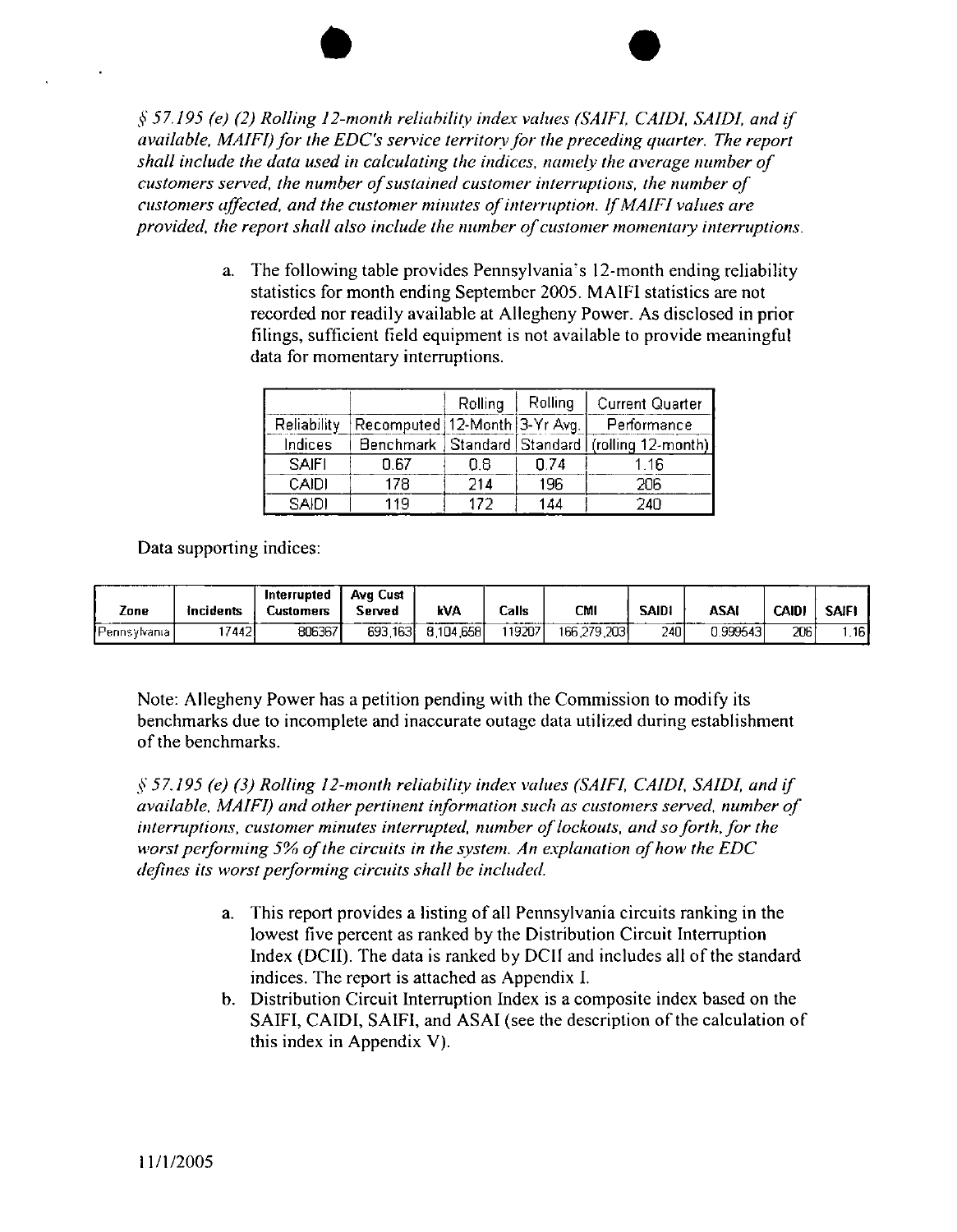*§ 57.195 (e) (2) Rolling 12-month reliability index values (SAIFI, CAIDI, SAIDI, and if available, MAIFI) for the EDC's service territory for the preceding quarter. The report shall include the data used in calculating the indices, namely the average number of customers served, the number of sustained customer interruptions, the number of customers affected, and the customer minutes of interruption. If MAIFI values are provided, the report shall also include the number of customer momentary interruptions.*

a. The following table provides Pennsylvania's 12-month ending reliability statistics for month ending September 2005. MAIFI statistics are not recorded nor readily available at Allegheny Power. As disclosed in prior filings, sufficient field equipment is not available to provide meaningful data for momentary interruptions.

| Reliability Indices | Recomputed Benchmark | Rolling 12-Month Standard | Rolling 3-Yr Avg. Standard | Current Quarter Performance (rolling 12-month) |
|---|---|---|---|---|
| SAIFI | 0.67 | 0.8 | 0.74 | 1.16 |
| CAIDI | 178 | 214 | 196 | 206 |
| SAIDI | 119 | 172 | 144 | 240 |

Data supporting indices:

| Zone | Incidents | Interrupted Customers | Avg Cust Served | kVA | Calls | CMI | SAIDI | ASAI | CAIDI | SAIFI |
|---|---|---|---|---|---|---|---|---|---|---|
| Pennsylvania | 17442 | 806367 | 693,163 | 8,104,658 | 119207 | 166,279,203 | 240 | 0.999543 | 206 | 1.16 |

Note: Allegheny Power has a petition pending with the Commission to modify its benchmarks due to incomplete and inaccurate outage data utilized during establishment of the benchmarks.

*§ 57.195 (e) (3) Rolling 12-month reliability index values (SAIFI, CAIDI, SAIDI, and if available, MAIFI) and other pertinent information such as customers served, number of interruptions, customer minutes interrupted, number of lockouts, and so forth, for the worst performing 5% of the circuits in the system. An explanation of how the EDC defines its worst performing circuits shall be included.*

a. This report provides a listing of all Pennsylvania circuits ranking in the lowest five percent as ranked by the Distribution Circuit Interruption Index (DCII). The data is ranked by DCII and includes all of the standard indices. The report is attached as Appendix I.
b. Distribution Circuit Interruption Index is a composite index based on the SAIFI, CAIDI, SAIFI, and ASAI (see the description of the calculation of this index in Appendix V).

11/1/2005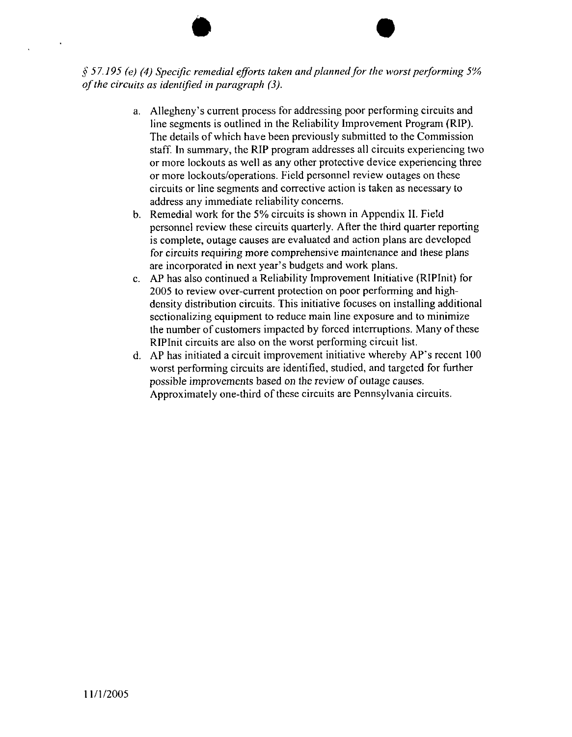*§ 57.195 (e) (4) Specific remedial efforts taken and planned for the worst performing 5% of the circuits as identified in paragraph (3).*

a. Allegheny's current process for addressing poor performing circuits and line segments is outlined in the Reliability Improvement Program (RIP). The details of which have been previously submitted to the Commission staff. In summary, the RIP program addresses all circuits experiencing two or more lockouts as well as any other protective device experiencing three or more lockouts/operations. Field personnel review outages on these circuits or line segments and corrective action is taken as necessary to address any immediate reliability concerns.

b. Remedial work for the 5% circuits is shown in Appendix II. Field personnel review these circuits quarterly. After the third quarter reporting is complete, outage causes are evaluated and action plans are developed for circuits requiring more comprehensive maintenance and these plans are incorporated in next year's budgets and work plans.

c. AP has also continued a Reliability Improvement Initiative (RIPInit) for 2005 to review over-current protection on poor performing and high-density distribution circuits. This initiative focuses on installing additional sectionalizing equipment to reduce main line exposure and to minimize the number of customers impacted by forced interruptions. Many of these RIPInit circuits are also on the worst performing circuit list.

d. AP has initiated a circuit improvement initiative whereby AP's recent 100 worst performing circuits are identified, studied, and targeted for further possible improvements based on the review of outage causes. Approximately one-third of these circuits are Pennsylvania circuits.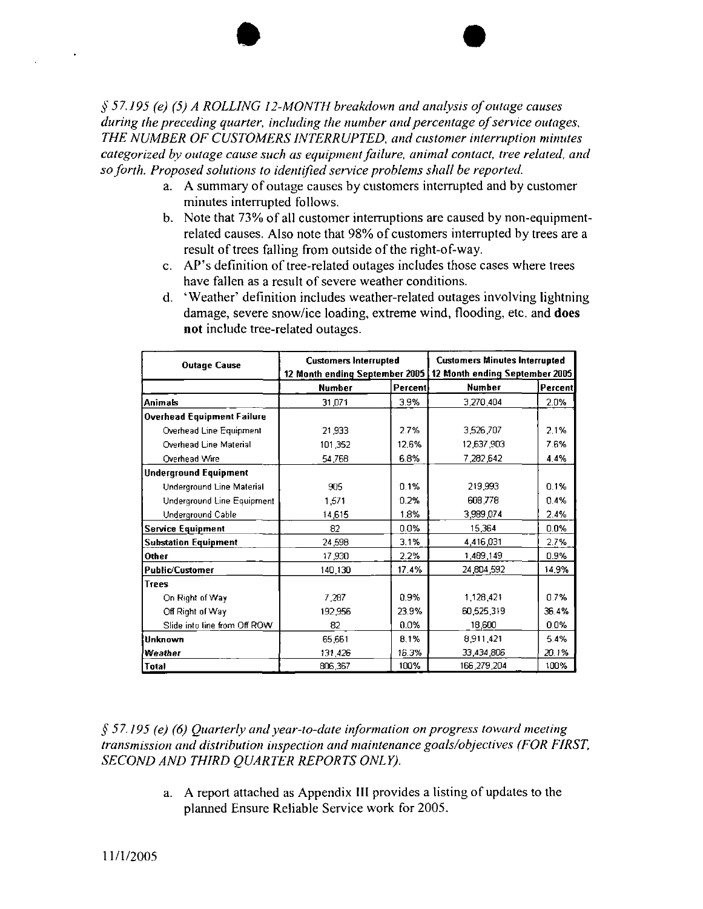*§ 57.195 (e) (5) A ROLLING 12-MONTH breakdown and analysis of outage causes during the preceding quarter, including the number and percentage of service outages, THE NUMBER OF CUSTOMERS INTERRUPTED, and customer interruption minutes categorized by outage cause such as equipment failure, animal contact, tree related, and so forth. Proposed solutions to identified service problems shall be reported.*

a. A summary of outage causes by customers interrupted and by customer minutes interrupted follows.
b. Note that 73% of all customer interruptions are caused by non-equipment-related causes. Also note that 98% of customers interrupted by trees are a result of trees falling from outside of the right-of-way.
c. AP's definition of tree-related outages includes those cases where trees have fallen as a result of severe weather conditions.
d. 'Weather' definition includes weather-related outages involving lightning damage, severe snow/ice loading, extreme wind, flooding, etc. and **does not** include tree-related outages.

| Outage Cause | Customers Interrupted 12 Month ending September 2005 | | Customers Minutes Interrupted 12 Month ending September 2005 | |
|---|---|---|---|---|
| | Number | Percent | Number | Percent |
| **Animals** | 31,071 | 3.9% | 3,270,404 | 2.0% |
| **Overhead Equipment Failure** | | | | |
| Overhead Line Equipment | 21,933 | 2.7% | 3,526,707 | 2.1% |
| Overhead Line Material | 101,352 | 12.6% | 12,637,903 | 7.6% |
| Overhead Wire | 54,768 | 6.8% | 7,282,642 | 4.4% |
| **Underground Equipment** | | | | |
| Underground Line Material | 905 | 0.1% | 219,993 | 0.1% |
| Underground Line Equipment | 1,571 | 0.2% | 608,778 | 0.4% |
| Underground Cable | 14,615 | 1.8% | 3,989,074 | 2.4% |
| **Service Equipment** | 82 | 0.0% | 15,364 | 0.0% |
| **Substation Equipment** | 24,598 | 3.1% | 4,416,031 | 2.7% |
| **Other** | 17,930 | 2.2% | 1,489,149 | 0.9% |
| **Public/Customer** | 140,130 | 17.4% | 24,804,592 | 14.9% |
| **Trees** | | | | |
| On Right of Way | 7,287 | 0.9% | 1,128,421 | 0.7% |
| Off Right of Way | 192,956 | 23.9% | 60,525,319 | 36.4% |
| Slide into line from Off ROW | 82 | 0.0% | 18,600 | 0.0% |
| **Unknown** | 65,661 | 8.1% | 8,911,421 | 5.4% |
| **Weather** | 131,426 | 16.3% | 33,434,806 | 20.1% |
| **Total** | 806,367 | 100% | 166,279,204 | 100% |

*§ 57.195 (e) (6) Quarterly and year-to-date information on progress toward meeting transmission and distribution inspection and maintenance goals/objectives (FOR FIRST, SECOND AND THIRD QUARTER REPORTS ONLY).*

a. A report attached as Appendix III provides a listing of updates to the planned Ensure Reliable Service work for 2005.

11/1/2005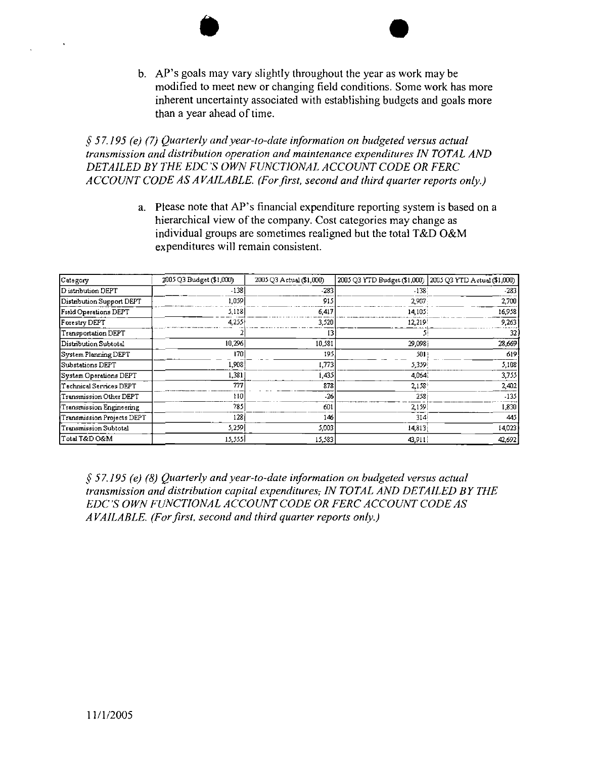b. AP's goals may vary slightly throughout the year as work may be modified to meet new or changing field conditions. Some work has more inherent uncertainty associated with establishing budgets and goals more than a year ahead of time.

*§ 57.195 (e) (7) Quarterly and year-to-date information on budgeted versus actual transmission and distribution operation and maintenance expenditures IN TOTAL AND DETAILED BY THE EDC'S OWN FUNCTIONAL ACCOUNT CODE OR FERC ACCOUNT CODE AS AVAILABLE. (For first, second and third quarter reports only.)*

a. Please note that AP's financial expenditure reporting system is based on a hierarchical view of the company. Cost categories may change as individual groups are sometimes realigned but the total T&D O&M expenditures will remain consistent.

| Category | 2005 Q3 Budget ($1,000) | 2005 Q3 Actual ($1,000) | 2005 Q3 YTD Budget ($1,000) | 2005 Q3 YTD Actual ($1,000) |
|---|---|---|---|---|
| Distribution DEPT | -138 | -283 | -138 | -283 |
| Distribution Support DEPT | 1,059 | 915 | 2,907 | 2,700 |
| Field Operations DEPT | 5,118 | 6,417 | 14,105 | 16,958 |
| Forestry DEPT | 4,255 | 3,520 | 12,219 | 9,263 |
| Transportation DEPT | 2 | 13 | 5 | 32 |
| Distribution Subtotal | 10,296 | 10,581 | 29,098 | 28,669 |
| System Planning DEPT | 170 | 195 | 501 | 619 |
| Substations DEPT | 1,908 | 1,773 | 5,359 | 5,108 |
| System Operations DEPT | 1,381 | 1,435 | 4,064 | 3,755 |
| Technical Services DEPT | 777 | 878 | 2,158 | 2,402 |
| Transmission Other DEPT | 110 | -26 | 258 | -135 |
| Transmission Engineering | 785 | 601 | 2,159 | 1,830 |
| Transmission Projects DEPT | 128 | 146 | 314 | 445 |
| Transmission Subtotal | 5,259 | 5,003 | 14,813 | 14,023 |
| Total T&D O&M | 15,555 | 15,583 | 43,911 | 42,692 |

*§ 57.195 (e) (8) Quarterly and year-to-date information on budgeted versus actual transmission and distribution capital expenditures; IN TOTAL AND DETAILED BY THE EDC'S OWN FUNCTIONAL ACCOUNT CODE OR FERC ACCOUNT CODE AS AVAILABLE. (For first, second and third quarter reports only.)*

11/1/2005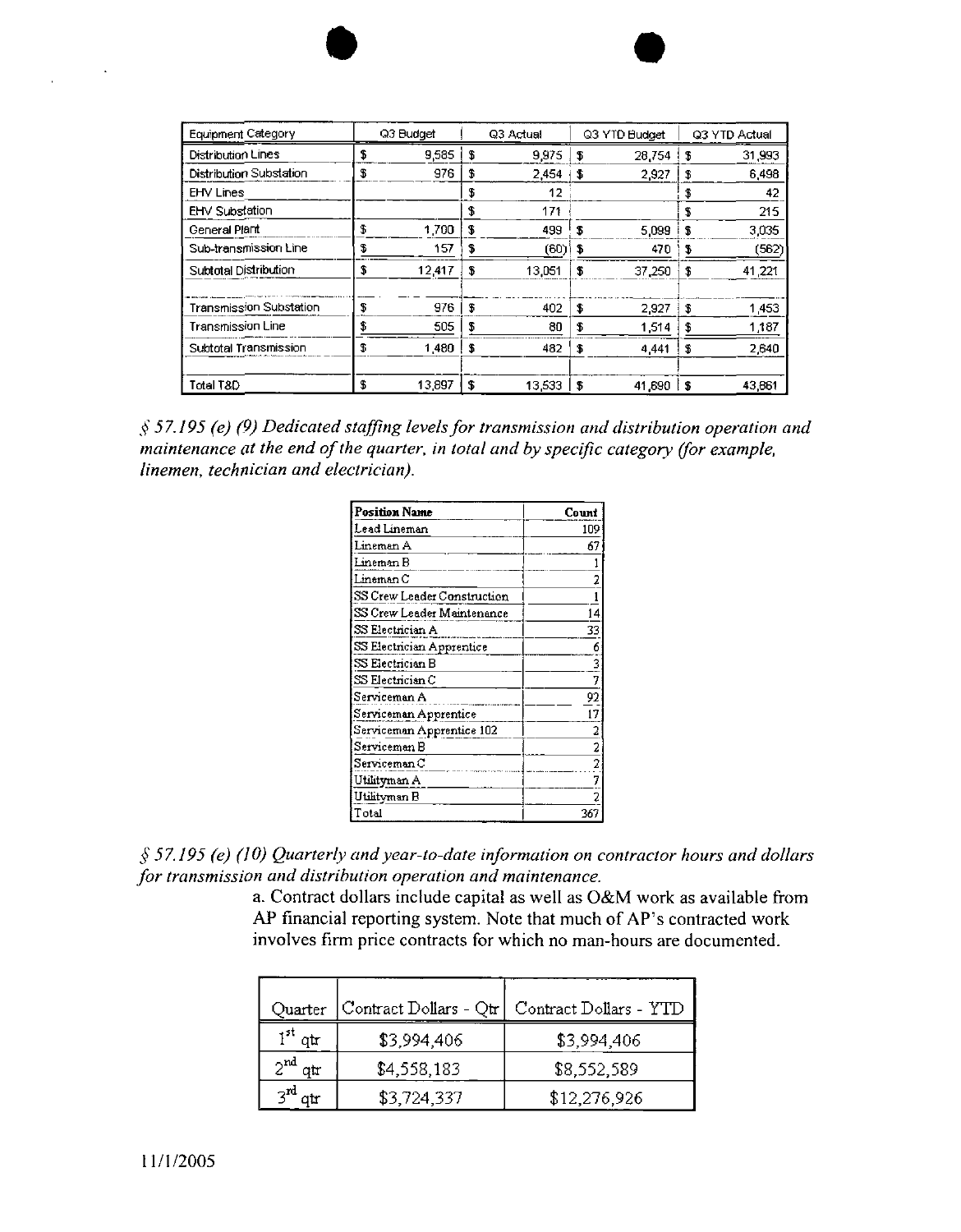| Equipment Category | Q3 Budget | Q3 Actual | Q3 YTD Budget | Q3 YTD Actual |
|---|---|---|---|---|
| Distribution Lines | $ 9,585 | $ 9,975 | $ 28,754 | $ 31,993 |
| Distribution Substation | $ 976 | $ 2,454 | $ 2,927 | $ 6,498 |
| EHV Lines | | $ 12 | | $ 42 |
| EHV Substation | | $ 171 | | $ 215 |
| General Plant | $ 1,700 | $ 499 | $ 5,099 | $ 3,035 |
| Sub-transmission Line | $ 157 | $ (60) | $ 470 | $ (562) |
| Subtotal Distribution | $ 12,417 | $ 13,051 | $ 37,250 | $ 41,221 |
| | | | | |
| Transmission Substation | $ 976 | $ 402 | $ 2,927 | $ 1,453 |
| Transmission Line | $ 505 | $ 80 | $ 1,514 | $ 1,187 |
| Subtotal Transmission | $ 1,480 | $ 482 | $ 4,441 | $ 2,640 |
| | | | | |
| Total T&D | $ 13,897 | $ 13,533 | $ 41,690 | $ 43,861 |

*§ 57.195 (e) (9) Dedicated staffing levels for transmission and distribution operation and maintenance at the end of the quarter, in total and by specific category (for example, linemen, technician and electrician).*

| Position Name | Count |
|---|---|
| Lead Lineman | 109 |
| Lineman A | 67 |
| Lineman B | 1 |
| Lineman C | 2 |
| SS Crew Leader Construction | 1 |
| SS Crew Leader Maintenance | 14 |
| SS Electrician A | 33 |
| SS Electrician Apprentice | 6 |
| SS Electrician B | 3 |
| SS Electrician C | 7 |
| Serviceman A | 92 |
| Serviceman Apprentice | 17 |
| Serviceman Apprentice 102 | 2 |
| Serviceman B | 2 |
| Serviceman C | 2 |
| Utilityman A | 7 |
| Utilityman B | 2 |
| Total | 367 |

*§ 57.195 (e) (10) Quarterly and year-to-date information on contractor hours and dollars for transmission and distribution operation and maintenance.*

a. Contract dollars include capital as well as O&M work as available from AP financial reporting system. Note that much of AP's contracted work involves firm price contracts for which no man-hours are documented.

| Quarter | Contract Dollars - Qtr | Contract Dollars - YTD |
|---|---|---|
| 1st qtr | $3,994,406 | $3,994,406 |
| 2nd qtr | $4,558,183 | $8,552,589 |
| 3rd qtr | $3,724,337 | $12,276,926 |

11/1/2005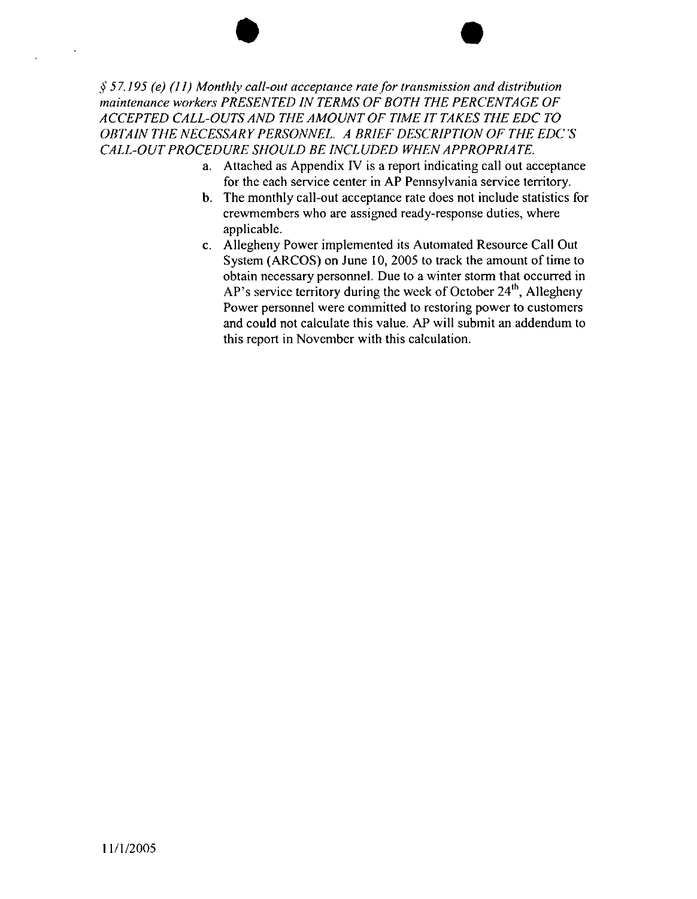*§ 57.195 (e) (11) Monthly call-out acceptance rate for transmission and distribution maintenance workers PRESENTED IN TERMS OF BOTH THE PERCENTAGE OF ACCEPTED CALL-OUTS AND THE AMOUNT OF TIME IT TAKES THE EDC TO OBTAIN THE NECESSARY PERSONNEL. A BRIEF DESCRIPTION OF THE EDC'S CALL-OUT PROCEDURE SHOULD BE INCLUDED WHEN APPROPRIATE.*

a. Attached as Appendix IV is a report indicating call out acceptance for the each service center in AP Pennsylvania service territory.
b. The monthly call-out acceptance rate does not include statistics for crewmembers who are assigned ready-response duties, where applicable.
c. Allegheny Power implemented its Automated Resource Call Out System (ARCOS) on June 10, 2005 to track the amount of time to obtain necessary personnel. Due to a winter storm that occurred in AP's service territory during the week of October 24th, Allegheny Power personnel were committed to restoring power to customers and could not calculate this value. AP will submit an addendum to this report in November with this calculation.

11/1/2005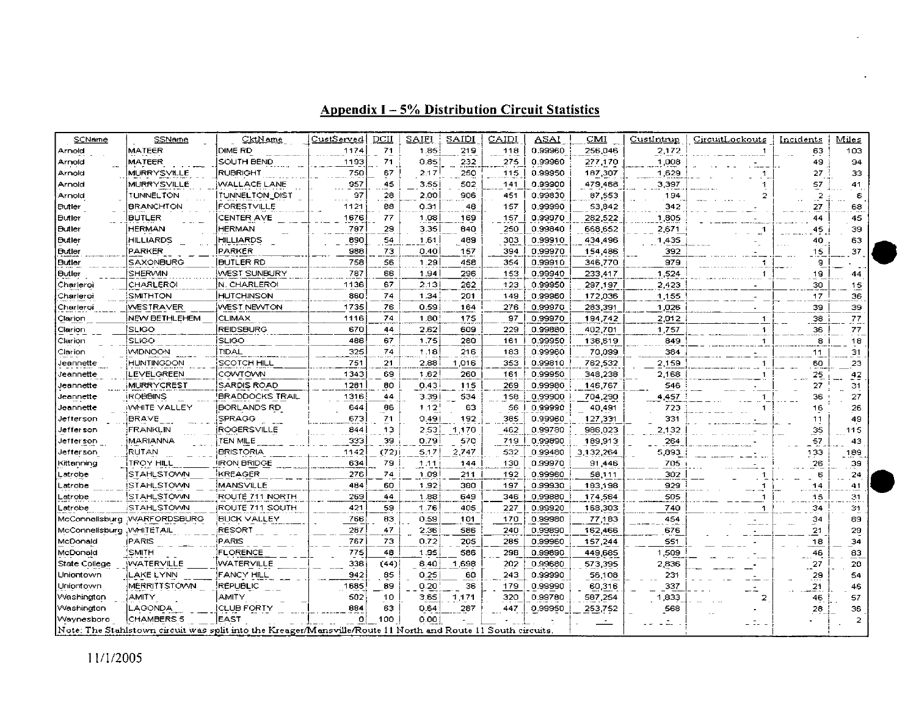## Appendix I – 5% Distribution Circuit Statistics

| SCName | SSName | CktName | CustServed | DCII | SAIFI | SAIDI | CAIDI | ASAI | CMI | CustIntrup | CircuitLockouts | Incidents | Miles |
|---|---|---|---|---|---|---|---|---|---|---|---|---|---|
| Arnold | MATEER | DIME RD | 1174 | 71 | 1.85 | 219 | 118 | 0.99960 | 256,046 | 2,172 | 1 | 63 | 103 |
| Arnold | MATEER | SOUTH BEND | 1193 | 71 | 0.85 | 232 | 275 | 0.99960 | 277,170 | 1,008 | - | 49 | 94 |
| Arnold | MURRYSVILLE | RUBRIGHT | 750 | 67 | 2.17 | 250 | 115 | 0.99950 | 187,307 | 1,629 | 1 | 27 | 33 |
| Arnold | MURRYSVILLE | WALLACE LANE | 957 | 45 | 3.55 | 502 | 141 | 0.99900 | 479,468 | 3,397 | 1 | 57 | 41 |
| Arnold | TUNNELTON | TUNNELTON_DIST | 97 | 28 | 2.00 | 906 | 451 | 0.99830 | 87,553 | 194 | 2 | 2 | 6 |
| Butler | BRANCHTON | FORESTVILLE | 1121 | 88 | 0.31 | 48 | 157 | 0.99990 | 53,842 | 342 | - | 27 | 68 |
| Butler | BUTLER | CENTER AVE | 1676 | 77 | 1.08 | 169 | 157 | 0.99970 | 282,522 | 1,805 | - | 44 | 45 |
| Butler | HERMAN | HERMAN | 797 | 29 | 3.35 | 840 | 250 | 0.99840 | 668,652 | 2,671 | 1 | 45 | 39 |
| Butler | HILLIARDS | HILLIARDS | 890 | 54 | 1.61 | 489 | 303 | 0.99910 | 434,496 | 1,435 | - | 40 | 63 |
| Butler | PARKER | PARKER | 988 | 73 | 0.40 | 157 | 394 | 0.99970 | 154,486 | 392 | - | 15 | 37 |
| Butler | SAXONBURG | BUTLER RD | 758 | 56 | 1.29 | 458 | 354 | 0.99910 | 346,770 | 979 | 1 | 9 | - |
| Butler | SHERWIN | WEST SUNBURY | 787 | 66 | 1.94 | 296 | 153 | 0.99940 | 233,417 | 1,524 | 1 | 19 | 44 |
| Charleroi | CHARLEROI | N. CHARLEROI | 1136 | 67 | 2.13 | 262 | 123 | 0.99950 | 297,197 | 2,423 | - | 30 | 15 |
| Charleroi | SMITHTON | HUTCHINSON | 860 | 74 | 1.34 | 201 | 149 | 0.99960 | 172,036 | 1,155 | - | 17 | 36 |
| Charleroi | WESTRAVER | WEST NEWTON | 1735 | 76 | 0.59 | 164 | 276 | 0.99970 | 283,391 | 1,026 | - | 39 | 39 |
| Clarion | NEW BETHLEHEM | CLIMAX | 1116 | 74 | 1.80 | 175 | 97 | 0.99970 | 194,742 | 2,012 | 1 | 38 | 77 |
| Clarion | SLIGO | REIDSBURG | 670 | 44 | 2.62 | 609 | 229 | 0.99880 | 402,701 | 1,757 | 1 | 36 | 77 |
| Clarion | SLIGO | SLIGO | 486 | 67 | 1.75 | 280 | 161 | 0.99950 | 136,619 | 849 | 1 | 8 | 18 |
| Clarion | WIDNOON | TIDAL | 325 | 74 | 1.18 | 216 | 183 | 0.99960 | 70,099 | 384 | - | 11 | 31 |
| Jeannette | HUNTINGDON | SCOTCH HILL | 751 | 21 | 2.88 | 1,016 | 353 | 0.99810 | 762,532 | 2,159 | 1 | 60 | 23 |
| Jeannette | LEVELGREEN | COWTOWN | 1343 | 69 | 1.62 | 260 | 161 | 0.99950 | 348,238 | 2,168 | 1 | 25 | 42 |
| Jeannette | MURRYCREST | SARDIS ROAD | 1281 | 80 | 0.43 | 115 | 269 | 0.99980 | 146,767 | 546 | - | 27 | 31 |
| Jeannette | ROBBINS | BRADDOCKS TRAIL | 1316 | 44 | 3.39 | 534 | 158 | 0.99900 | 704,290 | 4,457 | 1 | 36 | 27 |
| Jeannette | WHITE VALLEY | BORLANDS RD | 644 | 86 | 1.12 | 63 | 56 | 0.99990 | 40,491 | 723 | 1 | 16 | 26 |
| Jefferson | BRAVE | SPRAGG | 673 | 71 | 0.49 | 192 | 385 | 0.99960 | 127,331 | 331 | - | 11 | 49 |
| Jefferson | FRANKLIN | ROGERSVILLE | 844 | 13 | 2.53 | 1,170 | 462 | 0.99780 | 986,023 | 2,132 | - | 35 | 115 |
| Jefferson | MARIANNA | TEN MILE | 333 | 39 | 0.79 | 570 | 719 | 0.99890 | 189,913 | 264 | - | 57 | 43 |
| Jefferson | RUTAN | BRISTORIA | 1142 | (72) | 5.17 | 2,747 | 532 | 0.99480 | 3,132,264 | 5,093 | - | 133 | 189 |
| Kittanning | TROY HILL | IRON BRIDGE | 634 | 79 | 1.11 | 144 | 130 | 0.99970 | 91,446 | 705 | - | 26 | 39 |
| Latrobe | STAHLSTOWN | KREAGER | 276 | 74 | 1.09 | 211 | 192 | 0.99960 | 58,111 | 302 | 1 | 6 | 24 |
| Latrobe | STAHLSTOWN | MANSVILLE | 484 | 60 | 1.92 | 380 | 197 | 0.99930 | 183,198 | 929 | 1 | 14 | 41 |
| Latrobe | STAHLSTOWN | ROUTE 711 NORTH | 269 | 44 | 1.88 | 649 | 346 | 0.99880 | 174,584 | 505 | 1 | 15 | 31 |
| Latrobe | STAHLSTOWN | ROUTE 711 SOUTH | 421 | 59 | 1.76 | 405 | 227 | 0.99920 | 168,303 | 740 | 1 | 34 | 31 |
| McConnellsburg | WARFORDSBURG | BUCK VALLEY | 766 | 83 | 0.59 | 101 | 170 | 0.99980 | 77,183 | 454 | - | 34 | 89 |
| McConnellsburg | WHITETAIL | RESORT | 287 | 47 | 2.36 | 566 | 240 | 0.99890 | 162,466 | 676 | - | 21 | 29 |
| McDonald | PARIS | PARIS | 767 | 73 | 0.72 | 205 | 285 | 0.99960 | 157,244 | 551 | - | 18 | 34 |
| McDonald | SMITH | FLORENCE | 775 | 48 | 1.95 | 586 | 298 | 0.99890 | 449,685 | 1,509 | - | 46 | 83 |
| State College | WATERVILLE | WATERVILLE | 338 | (44) | 8.40 | 1,698 | 202 | 0.99680 | 573,395 | 2,836 | - | 27 | 20 |
| Uniontown | LAKE LYNN | FANCY HILL | 942 | 85 | 0.25 | 60 | 243 | 0.99990 | 56,108 | 231 | - | 29 | 54 |
| Uniontown | MERRITTSTOWN | REPUBLIC | 1685 | 89 | 0.20 | 36 | 179 | 0.99990 | 60,316 | 337 | - | 21 | 46 |
| Washington | AMITY | AMITY | 502 | 10 | 3.65 | 1,171 | 320 | 0.99780 | 587,254 | 1,833 | 2 | 46 | 57 |
| Washington | LAGONDA | CLUB FORTY | 884 | 63 | 0.64 | 287 | 447 | 0.99950 | 253,752 | 568 | - | 28 | 36 |
| Waynesboro | CHAMBERS 5 | EAST | 0 | 100 | 0.00 | - | - | - | - | - | - | - | 2 |

Note: The Stahlstown circuit was split into the Kreager/Mansville/Route 11 North and Route 11 South circuits.

11/1/2005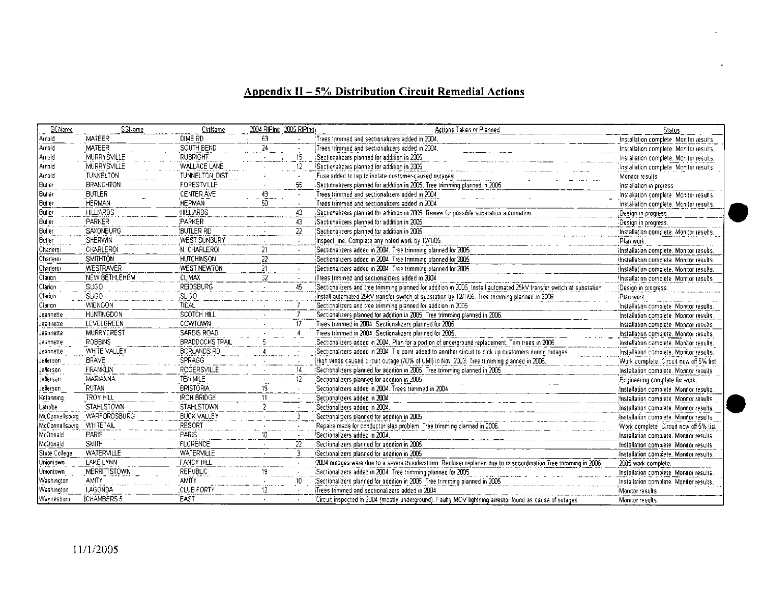## Appendix II – 5% Distribution Circuit Remedial Actions

| SCName | SSName | CktName | 2004 RIPInt | 2005 RIPInt | Actions Taken or Planned | Status |
|---|---|---|---|---|---|---|
| Arnold | MATEER | DIME RD | 63 | - | Trees trimmed and sectionalizers added in 2004. | Installation complete. Monitor results. |
| Arnold | MATEER | SOUTH BEND | 24 | - | Trees trimmed and sectionalizers added in 2004. | Installation complete. Monitor results. |
| Arnold | MURRYSVILLE | RUBRIGHT | - | 15 | Sectionalizers planned for addition in 2005. | Installation complete. Monitor results. |
| Arnold | MURRYSVILLE | WALLACE LANE | - | 12 | Sectionalizers planned for addition in 2005. | Installation complete. Monitor results. |
| Arnold | TUNNELTON | TUNNELTON DIST | - | - | Fuse added to tap to isolate customer-caused outages. | Monitor results. |
| Butler | BRANCHTON | FORESTVILLE | - | 55 | Sectionalizers planned for addition in 2005. Tree trimming planned in 2006. | Installation in progress. |
| Butler | BUTLER | CENTER AVE | 43 | - | Trees trimmed and sectionalizers added in 2004. | Installation complete. Monitor results. |
| Butler | HERMAN | HERMAN | 50 | - | Trees trimmed and sectionalizers added in 2004. | Installation complete. Monitor results. |
| Butler | HILLIARDS | HILLIARDS | - | 43 | Sectionalizers planned for addition in 2005. Review for possible substation automation. | Design in progress. |
| Butler | PARKER | PARKER | - | 43 | Sectionalizers planned for addition in 2005. | Design in progress. |
| Butler | SAXONBURG | BUTLER RD | - | 22 | Sectionalizers planned for addition in 2005. | Installation complete. Monitor results. |
| Butler | SHERWIN | WEST SUNBURY | - | - | Inspect line. Complete any noted work by 12/1/05. | Plan work. |
| Charleroi | CHARLEROI | N. CHARLEROI | 21 | - | Sectionalizers added in 2004. Tree trimming planned for 2005. | Installation complete. Monitor results. |
| Charleroi | SMITHTON | HUTCHINSON | 22 | - | Sectionalizers added in 2004. Tree trimming planned for 2005. | Installation complete. Monitor results. |
| Charleroi | WESTRAVER | WEST NEWTON | 21 | - | Sectionalizers added in 2004. Tree trimming planned for 2005. | Installation complete. Monitor results. |
| Clarion | NEW BETHLEHEM | CLIMAX | 32 | - | Trees trimmed and sectionalizers added in 2004. | Installation complete. Monitor results. |
| Clarion | SLIGO | REIDSBURG | - | 45 | Sectionalizers and tree trimming planned for addition in 2005. Install automated 25kV transfer switch at substation. | Design in progress. |
| Clarion | SLIGO | SLIGO | - | - | Install automated 25kV transfer switch at substation by 12/1/05. Tree trimming planned in 2006. | Plan work. |
| Clarion | WIDNOON | TIDAL | - | 7 | Sectionalizers and tree trimming planned for addition in 2005. | Installation complete. Monitor results. |
| Jeannette | HUNTINGDON | SCOTCH HILL | - | 7 | Sectionalizers planned for addition in 2005. Tree trimming planned in 2006. | Installation complete. Monitor results. |
| Jeannette | LEVELGREEN | COWTOWN | - | 17 | Trees trimmed in 2004. Sectionalizers planned for 2005. | Installation complete. Monitor results. |
| Jeannette | MURRYCREST | SARDIS ROAD | - | 4 | Trees trimmed in 2004. Sectionalizers planned for 2005. | Installation complete. Monitor results. |
| Jeannette | ROBBINS | BRADDOCKS TRAIL | 5 | - | Sectionalizers added in 2004. Plan for a portion of underground replacement. Trim trees in 2006. | Installation complete. Monitor results. |
| Jeannette | WHITE VALLEY | BORLANDS RD | 4 | - | Sectionalizers added in 2004. Tie point added to another circuit to pick up customers during outages. | Installation complete. Monitor results. |
| Jefferson | BRAVE | SPRAGG | - | - | High winds caused circuit outage (70% of CMI) in Nov. 2003. Tree trimming planned in 2006. | Work complete. Circuit now off 5% list. |
| Jefferson | FRANKLIN | ROGERSVILLE | - | 14 | Sectionalizers planned for addition in 2005. Tree trimming planned in 2005. | Installation complete. Monitor results. |
| Jefferson | MARIANNA | TEN MILE | - | 12 | Sectionalizers planned for addition in 2006. | Engineering complete for work. |
| Jefferson | RUTAN | BRISTORIA | 19 | - | Sectionalizers added in 2004. Trees trimmed in 2004. | Installation complete. Monitor results. |
| Kittanning | TROY HILL | IRON BRIDGE | 11 | - | Sectionalizers added in 2004. | Installation complete. Monitor results. |
| Latrobe | STAHLSTOWN | STAHLSTOWN | 2 | - | Sectionalizers added in 2004. | Installation complete. Monitor results. |
| McConnellsburg | WARFORDSBURG | BUCK VALLEY | - | 3 | Sectionalizers planned for addition in 2005. | Installation complete. Monitor results. |
| McConnellsburg | WHITETAIL | RESORT | - | - | Repairs made for conductor slap problem. Tree trimming planned in 2006. | Work complete. Circuit now off 5% list. |
| McDonald | PARIS | PARIS | 10 | - | Sectionalizers added in 2004. | Installation complete. Monitor results. |
| McDonald | SMITH | FLORENCE | - | 22 | Sectionalizers planned for addition in 2005. | Installation complete. Monitor results. |
| State College | WATERVILLE | WATERVILLE | - | 3 | Sectionalizers planned for addition in 2005. | Installation complete. Monitor results. |
| Uniontown | LAKE LYNN | FANCY HILL | - | - | 2004 outages were due to a severe thunderstorm. Recloser replaced due to miscoordination. Tree trimming in 2006. | 2005 work complete. |
| Uniontown | MERRITTSTOWN | REPUBLIC | 19 | - | Sectionalizers added in 2004. Tree trimming planned for 2005. | Installation complete. Monitor results. |
| Washington | AMITY | AMITY | - | 10 | Sectionalizers planned for addition in 2005. Tree trimming planned in 2005. | Installation complete. Monitor results. |
| Washington | LAGONDA | CLUB FORTY | 12 | - | Trees trimmed and sectionalizers added in 2004. | Monitor results. |
| Waynesboro | CHAMBERS 5 | EAST | - | - | Circuit inspected in 2004 (mostly underground). Faulty MOV lightning arrestor found as cause of outages. | Monitor results. |

11/1/2005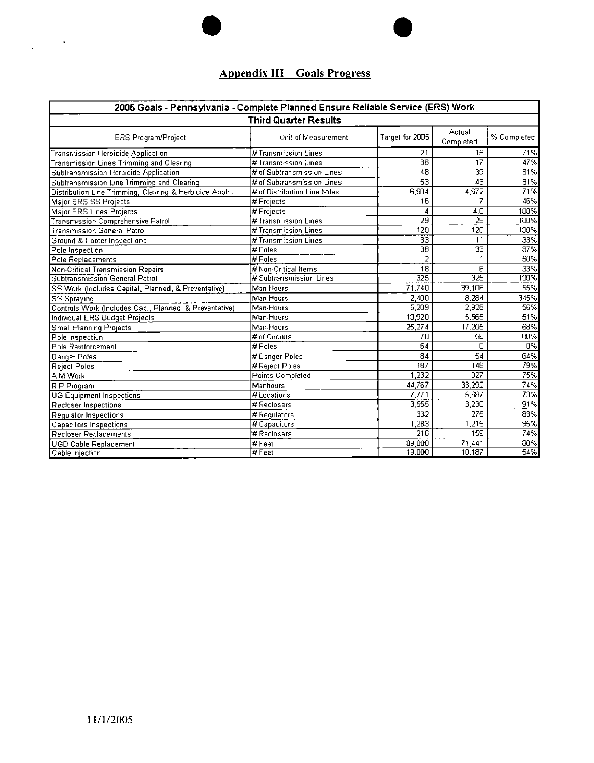## Appendix III – Goals Progress

| 2005 Goals - Pennsylvania - Complete Planned Ensure Reliable Service (ERS) Work | | | | |
|---|---|---|---|---|
| **Third Quarter Results** | | | | |
| ERS Program/Project | Unit of Measurement | Target for 2005 | Actual Completed | % Completed |
| Transmission Herbicide Application | # Transmission Lines | 21 | 15 | 71% |
| Transmission Lines Trimming and Clearing | # Transmission Lines | 36 | 17 | 47% |
| Subtransmission Herbicide Application | # of Subtransmission Lines | 48 | 39 | 81% |
| Subtransmission Line Trimming and Clearing | # of Subtransmission Lines | 53 | 43 | 81% |
| Distribution Line Trimming, Clearing & Herbicide Applic. | # of Distribution Line Miles | 6,604 | 4,672 | 71% |
| Major ERS SS Projects | # Projects | 16 | 7 | 46% |
| Major ERS Lines Projects | # Projects | 4 | 4.0 | 100% |
| Transmission Comprehensive Patrol | # Transmission Lines | 29 | 29 | 100% |
| Transmission General Patrol | # Transmission Lines | 120 | 120 | 100% |
| Ground & Footer Inspections | # Transmission Lines | 33 | 11 | 33% |
| Pole Inspection | # Poles | 38 | 33 | 87% |
| Pole Replacements | # Poles | 2 | 1 | 50% |
| Non-Critical Transmission Repairs | # Non-Critical Items | 18 | 6 | 33% |
| Subtransmission General Patrol | # Subtransmission Lines | 325 | 325 | 100% |
| SS Work (Includes Capital, Planned, & Preventative) | Man-Hours | 71,740 | 39,106 | 55% |
| SS Spraying | Man-Hours | 2,400 | 8,284 | 345% |
| Controls Work (Includes Cap., Planned, & Preventative) | Man-Hours | 5,209 | 2,928 | 56% |
| Individual ERS Budget Projects | Man-Hours | 10,920 | 5,565 | 51% |
| Small Planning Projects | Man-Hours | 25,274 | 17,205 | 68% |
| Pole Inspection | # of Circuits | 70 | 56 | 80% |
| Pole Reinforcement | # Poles | 64 | 0 | 0% |
| Danger Poles | # Danger Poles | 84 | 54 | 64% |
| Reject Poles | # Reject Poles | 187 | 148 | 79% |
| AIM Work | Points Completed | 1,232 | 927 | 75% |
| RIP Program | Manhours | 44,767 | 33,292 | 74% |
| UG Equipment Inspections | # Locations | 7,771 | 5,687 | 73% |
| Recloser Inspections | # Reclosers | 3,555 | 3,230 | 91% |
| Regulator Inspections | # Regulators | 332 | 275 | 83% |
| Capacitors Inspections | # Capacitors | 1,283 | 1,215 | 95% |
| Recloser Replacements | # Reclosers | 216 | 159 | 74% |
| UGD Cable Replacement | # Feet | 89,000 | 71,441 | 80% |
| Cable Injection | # Feet | 19,000 | 10,187 | 54% |

11/1/2005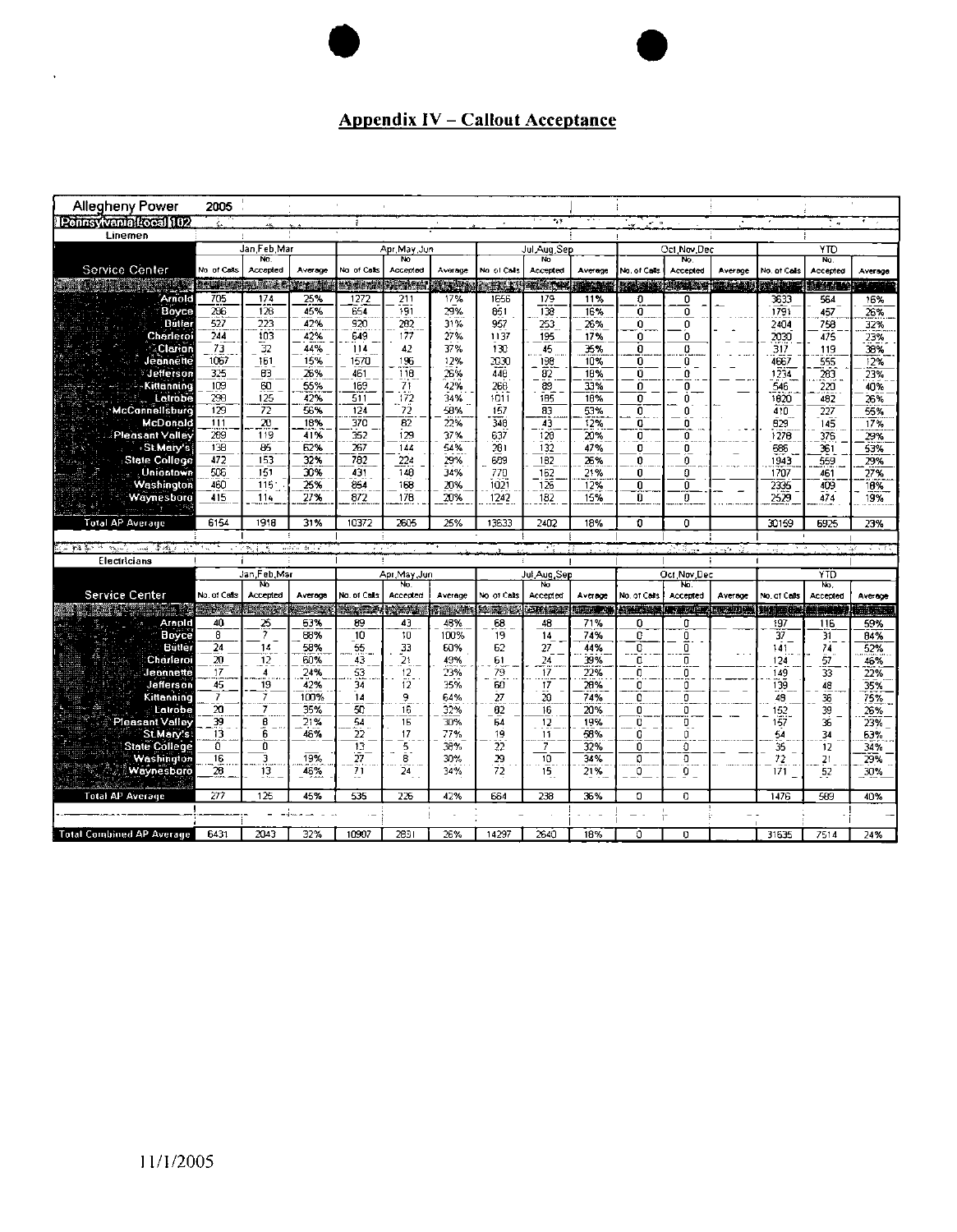## Appendix IV – Callout Acceptance

| Allegheny Power | 2005 | | | | | | | | | | | | | | |
|---|---|---|---|---|---|---|---|---|---|---|---|---|---|---|---|
| Pennsylvania Local 102 | | | | | | | | | | | | | | | |
| **Linemen** | | | | | | | | | | | | | | | |
| | Jan,Feb,Mar | | | Apr,May,Jun | | | Jul,Aug,Sep | | | Oct,Nov,Dec | | | YTD | | |
| Service Center | No. of Calls | No. Accepted | Average | No. of Calls | No. Accepted | Average | No. of Calls | No. Accepted | Average | No. of Calls | No. Accepted | Average | No. of Calls | No. Accepted | Average |
| Arnold | 705 | 174 | 25% | 1272 | 211 | 17% | 1656 | 179 | 11% | 0 | 0 | | 3633 | 564 | 16% |
| Boyce | 296 | 128 | 45% | 654 | 191 | 29% | 851 | 138 | 16% | 0 | 0 | | 1791 | 457 | 26% |
| Butler | 527 | 223 | 42% | 920 | 282 | 31% | 957 | 253 | 26% | 0 | 0 | | 2404 | 758 | 32% |
| Charleroi | 244 | 103 | 42% | 649 | 177 | 27% | 1137 | 195 | 17% | 0 | 0 | | 2030 | 475 | 23% |
| Clarion | 73 | 32 | 44% | 114 | 42 | 37% | 130 | 45 | 35% | 0 | 0 | | 317 | 119 | 38% |
| Jeannette | 1067 | 161 | 15% | 1570 | 196 | 12% | 2030 | 198 | 10% | 0 | 0 | | 4667 | 555 | 12% |
| Jefferson | 325 | 83 | 26% | 461 | 118 | 26% | 448 | 82 | 18% | 0 | 0 | | 1234 | 283 | 23% |
| Kittanning | 109 | 60 | 55% | 169 | 71 | 42% | 268 | 89 | 33% | 0 | 0 | | 546 | 220 | 40% |
| Latrobe | 298 | 125 | 42% | 511 | 172 | 34% | 1011 | 185 | 18% | 0 | 0 | | 1820 | 482 | 26% |
| McConnellsburg | 129 | 72 | 56% | 124 | 72 | 58% | 157 | 83 | 53% | 0 | 0 | | 410 | 227 | 55% |
| McDonald | 111 | 20 | 18% | 370 | 82 | 22% | 348 | 43 | 12% | 0 | 0 | | 829 | 145 | 17% |
| Pleasant Valley | 289 | 119 | 41% | 352 | 129 | 37% | 637 | 128 | 20% | 0 | 0 | | 1278 | 376 | 29% |
| St.Mary's | 138 | 85 | 62% | 267 | 144 | 54% | 281 | 132 | 47% | 0 | 0 | | 686 | 361 | 53% |
| State College | 472 | 153 | 32% | 782 | 224 | 29% | 689 | 182 | 26% | 0 | 0 | | 1943 | 559 | 29% |
| Uniontown | 506 | 151 | 30% | 431 | 148 | 34% | 770 | 162 | 21% | 0 | 0 | | 1707 | 461 | 27% |
| Washington | 460 | 115 | 25% | 854 | 168 | 20% | 1021 | 126 | 12% | 0 | 0 | | 2335 | 409 | 18% |
| Waynesboro | 415 | 114 | 27% | 872 | 178 | 20% | 1242 | 182 | 15% | 0 | 0 | | 2529 | 474 | 19% |
| **Total AP Average** | 6154 | 1918 | 31% | 10372 | 2605 | 25% | 13633 | 2402 | 18% | 0 | 0 | | 30159 | 6925 | 23% |
| **Electricians** | | | | | | | | | | | | | | | |
| | Jan,Feb,Mar | | | Apr,May,Jun | | | Jul,Aug,Sep | | | Oct,Nov,Dec | | | YTD | | |
| Service Center | No. of Calls | No. Accepted | Average | No. of Calls | No. Accepted | Average | No. of Calls | No. Accepted | Average | No. of Calls | No. Accepted | Average | No. of Calls | No. Accepted | Average |
| Arnold | 40 | 25 | 63% | 89 | 43 | 48% | 68 | 48 | 71% | 0 | 0 | | 197 | 116 | 59% |
| Boyce | 8 | 7 | 88% | 10 | 10 | 100% | 19 | 14 | 74% | 0 | 0 | | 37 | 31 | 84% |
| Butler | 24 | 14 | 58% | 55 | 33 | 60% | 62 | 27 | 44% | 0 | 0 | | 141 | 74 | 52% |
| Charleroi | 20 | 12 | 60% | 43 | 21 | 49% | 61 | 24 | 39% | 0 | 0 | | 124 | 57 | 46% |
| Jeannette | 17 | 4 | 24% | 53 | 12 | 23% | 79 | 17 | 22% | 0 | 0 | | 149 | 33 | 22% |
| Jefferson | 45 | 19 | 42% | 34 | 12 | 35% | 60 | 17 | 28% | 0 | 0 | | 139 | 48 | 35% |
| Kittanning | 7 | 7 | 100% | 14 | 9 | 64% | 27 | 20 | 74% | 0 | 0 | | 48 | 36 | 75% |
| Latrobe | 20 | 7 | 35% | 50 | 16 | 32% | 82 | 16 | 20% | 0 | 0 | | 152 | 39 | 26% |
| Pleasant Valley | 39 | 8 | 21% | 54 | 16 | 30% | 64 | 12 | 19% | 0 | 0 | | 157 | 36 | 23% |
| St.Mary's | 13 | 6 | 46% | 22 | 17 | 77% | 19 | 11 | 58% | 0 | 0 | | 54 | 34 | 63% |
| State College | 0 | 0 | | 13 | 5 | 38% | 22 | 7 | 32% | 0 | 0 | | 35 | 12 | 34% |
| Washington | 16 | 3 | 19% | 27 | 8 | 30% | 29 | 10 | 34% | 0 | 0 | | 72 | 21 | 29% |
| Waynesboro | 28 | 13 | 46% | 71 | 24 | 34% | 72 | 15 | 21% | 0 | 0 | | 171 | 52 | 30% |
| **Total AP Average** | 277 | 125 | 45% | 535 | 226 | 42% | 664 | 238 | 36% | 0 | 0 | | 1476 | 589 | 40% |
| **Total Combined AP Average** | 6431 | 2043 | 32% | 10907 | 2831 | 26% | 14297 | 2640 | 18% | 0 | 0 | | 31635 | 7514 | 24% |

11/1/2005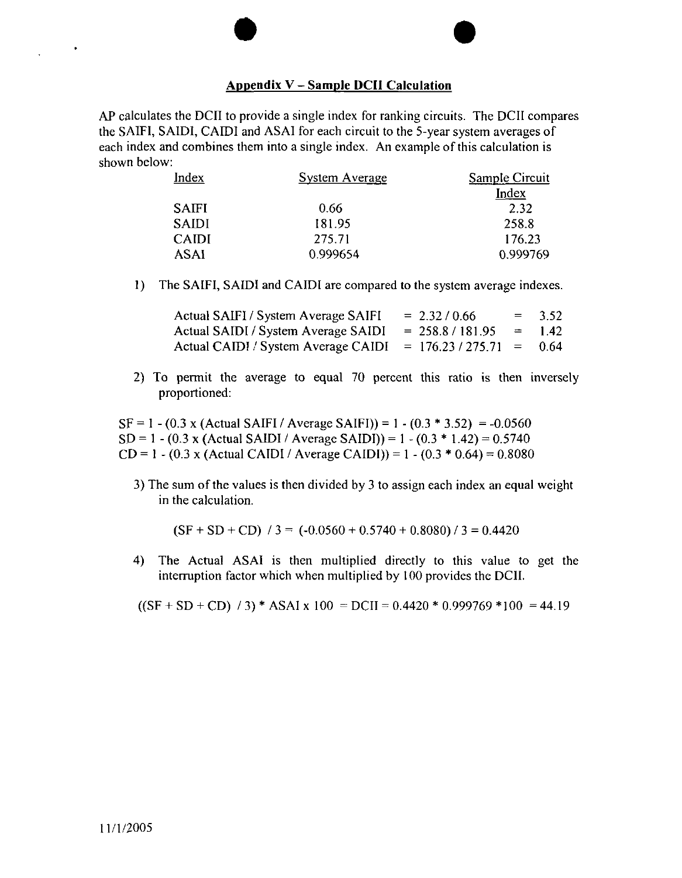## Appendix V – Sample DCII Calculation

AP calculates the DCII to provide a single index for ranking circuits. The DCII compares the SAIFI, SAIDI, CAIDI and ASAI for each circuit to the 5-year system averages of each index and combines them into a single index. An example of this calculation is shown below:

| Index | System Average | Sample Circuit Index |
|---|---|---|
| SAIFI | 0.66 | 2.32 |
| SAIDI | 181.95 | 258.8 |
| CAIDI | 275.71 | 176.23 |
| ASAI | 0.999654 | 0.999769 |

1) The SAIFI, SAIDI and CAIDI are compared to the system average indexes.

   Actual SAIFI / System Average SAIFI = 2.32 / 0.66 = 3.52
   Actual SAIDI / System Average SAIDI = 258.8 / 181.95 = 1.42
   Actual CAIDI / System Average CAIDI = 176.23 / 275.71 = 0.64

2) To permit the average to equal 70 percent this ratio is then inversely proportioned:

SF = 1 - (0.3 x (Actual SAIFI / Average SAIFI)) = 1 - (0.3 * 3.52) = -0.0560
SD = 1 - (0.3 x (Actual SAIDI / Average SAIDI)) = 1 - (0.3 * 1.42) = 0.5740
CD = 1 - (0.3 x (Actual CAIDI / Average CAIDI)) = 1 - (0.3 * 0.64) = 0.8080

3) The sum of the values is then divided by 3 to assign each index an equal weight in the calculation.

   (SF + SD + CD) / 3 = (-0.0560 + 0.5740 + 0.8080) / 3 = 0.4420

4) The Actual ASAI is then multiplied directly to this value to get the interruption factor which when multiplied by 100 provides the DCII.

   ((SF + SD + CD) / 3) * ASAI x 100 = DCII = 0.4420 * 0.999769 *100 = 44.19

11/1/2005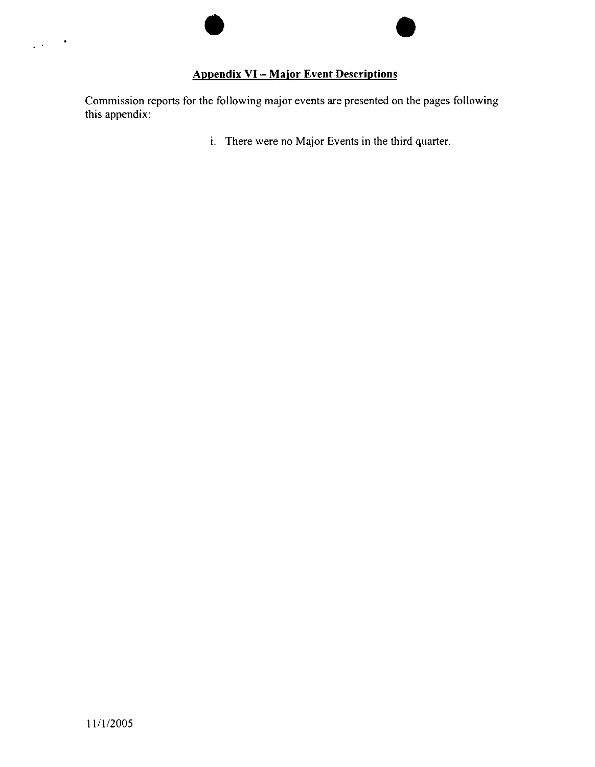## Appendix VI – Major Event Descriptions

Commission reports for the following major events are presented on the pages following this appendix:

i. There were no Major Events in the third quarter.

11/1/2005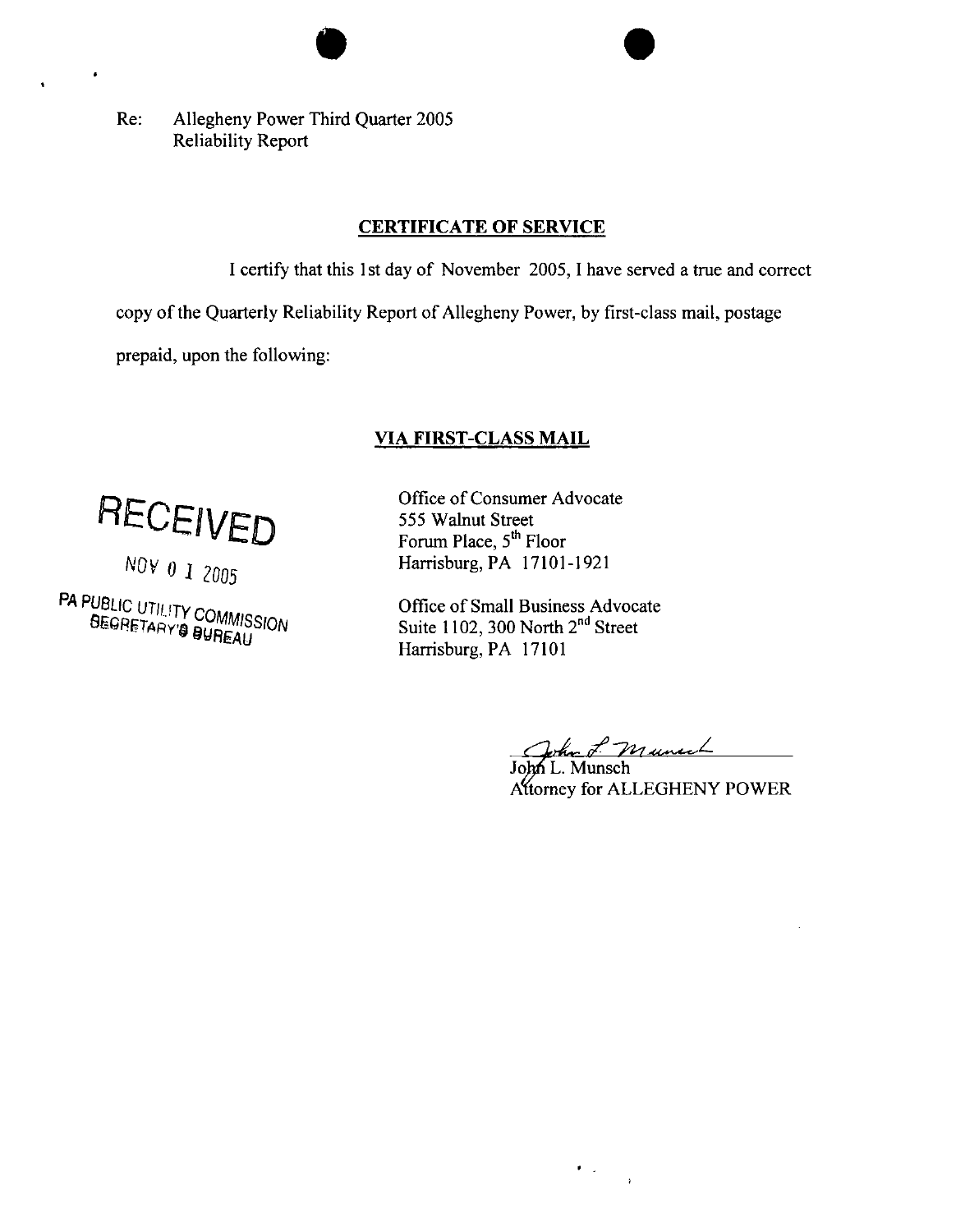Re: Allegheny Power Third Quarter 2005
Reliability Report

**CERTIFICATE OF SERVICE**

I certify that this 1st day of November 2005, I have served a true and correct copy of the Quarterly Reliability Report of Allegheny Power, by first-class mail, postage prepaid, upon the following:

**VIA FIRST-CLASS MAIL**

RECEIVED
NOV 01 2005
PA PUBLIC UTILITY COMMISSION
SECRETARY'S BUREAU

Office of Consumer Advocate
555 Walnut Street
Forum Place, 5th Floor
Harrisburg, PA 17101-1921

Office of Small Business Advocate
Suite 1102, 300 North 2nd Street
Harrisburg, PA 17101

John L. Munsch
Attorney for ALLEGHENY POWER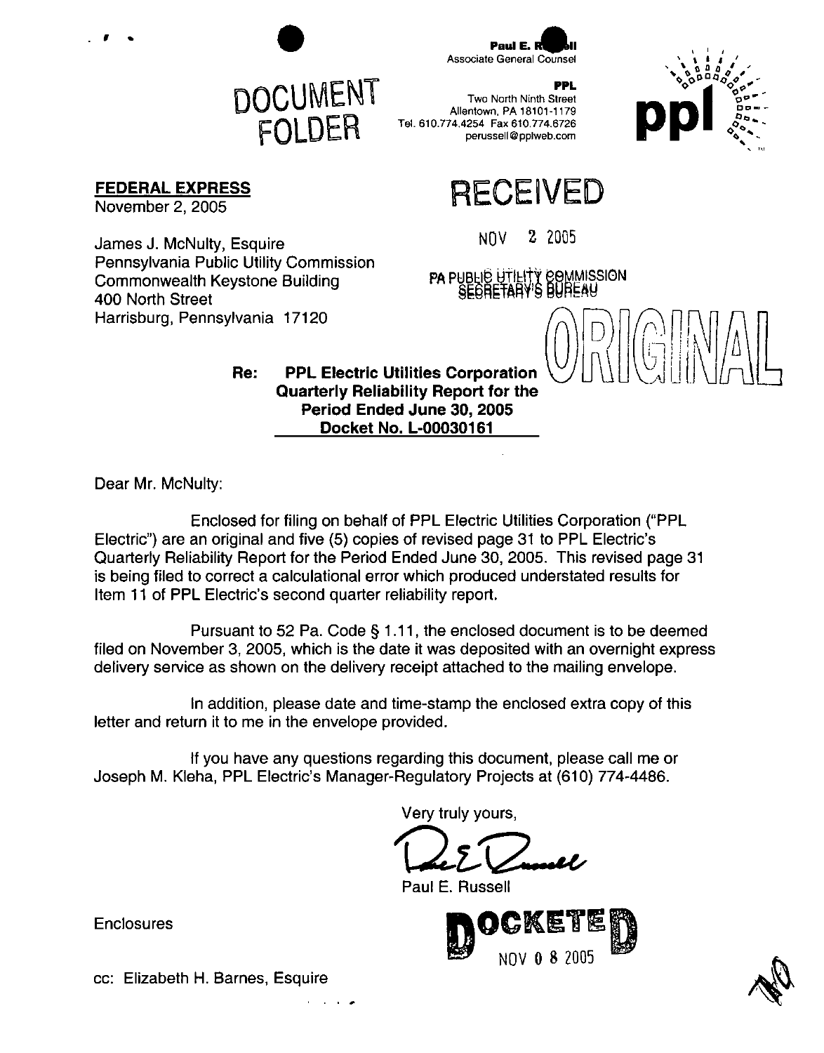DOCUMENT FOLDER

**Paul E. Russell**
Associate General Counsel

**PPL**
Two North Ninth Street
Allentown, PA 18101-1179
Tel. 610.774.4254 Fax 610.774.6726
perussell@pplweb.com

**FEDERAL EXPRESS**
November 2, 2005

RECEIVED

NOV 2 2005

PA PUBLIC UTILITY COMMISSION
SECRETARY'S BUREAU

James J. McNulty, Esquire
Pennsylvania Public Utility Commission
Commonwealth Keystone Building
400 North Street
Harrisburg, Pennsylvania 17120

ORIGINAL

**Re: PPL Electric Utilities Corporation**
**Quarterly Reliability Report for the**
**Period Ended June 30, 2005**
**Docket No. L-00030161**

Dear Mr. McNulty:

Enclosed for filing on behalf of PPL Electric Utilities Corporation ("PPL Electric") are an original and five (5) copies of revised page 31 to PPL Electric's Quarterly Reliability Report for the Period Ended June 30, 2005. This revised page 31 is being filed to correct a calculational error which produced understated results for Item 11 of PPL Electric's second quarter reliability report.

Pursuant to 52 Pa. Code § 1.11, the enclosed document is to be deemed filed on November 3, 2005, which is the date it was deposited with an overnight express delivery service as shown on the delivery receipt attached to the mailing envelope.

In addition, please date and time-stamp the enclosed extra copy of this letter and return it to me in the envelope provided.

If you have any questions regarding this document, please call me or Joseph M. Kleha, PPL Electric's Manager-Regulatory Projects at (610) 774-4486.

Very truly yours,

Paul E. Russell

Enclosures

DOCKETED
NOV 0 8 2005

cc: Elizabeth H. Barnes, Esquire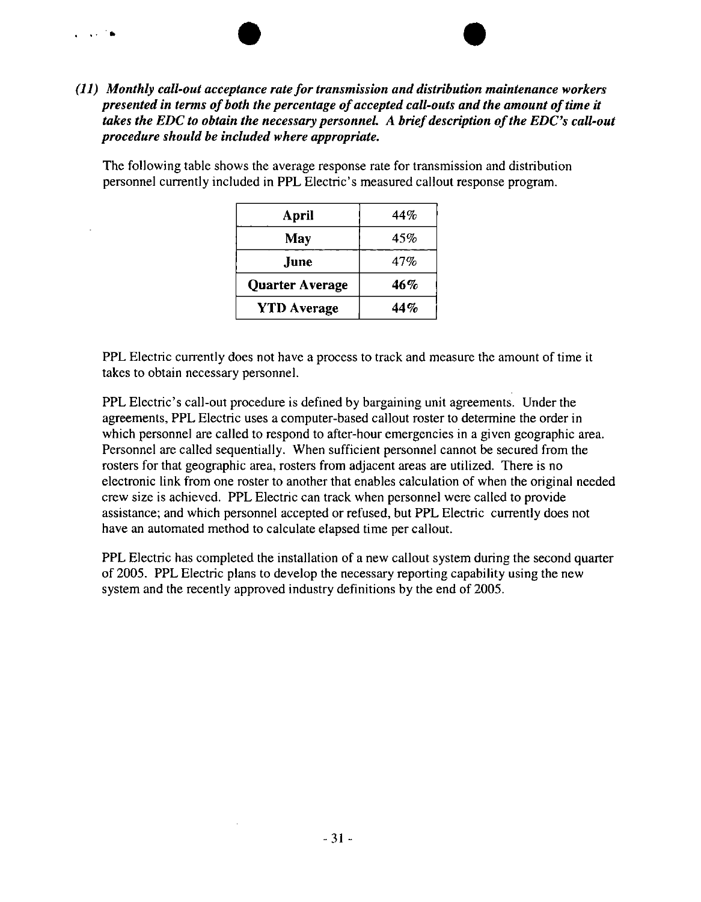*(11) **Monthly call-out acceptance rate for transmission and distribution maintenance workers presented in terms of both the percentage of accepted call-outs and the amount of time it takes the EDC to obtain the necessary personnel. A brief description of the EDC's call-out procedure should be included where appropriate.***

The following table shows the average response rate for transmission and distribution personnel currently included in PPL Electric's measured callout response program.

| | |
|---|---|
| **April** | 44% |
| **May** | 45% |
| **June** | 47% |
| **Quarter Average** | **46%** |
| **YTD Average** | **44%** |

PPL Electric currently does not have a process to track and measure the amount of time it takes to obtain necessary personnel.

PPL Electric's call-out procedure is defined by bargaining unit agreements. Under the agreements, PPL Electric uses a computer-based callout roster to determine the order in which personnel are called to respond to after-hour emergencies in a given geographic area. Personnel are called sequentially. When sufficient personnel cannot be secured from the rosters for that geographic area, rosters from adjacent areas are utilized. There is no electronic link from one roster to another that enables calculation of when the original needed crew size is achieved. PPL Electric can track when personnel were called to provide assistance; and which personnel accepted or refused, but PPL Electric currently does not have an automated method to calculate elapsed time per callout.

PPL Electric has completed the installation of a new callout system during the second quarter of 2005. PPL Electric plans to develop the necessary reporting capability using the new system and the recently approved industry definitions by the end of 2005.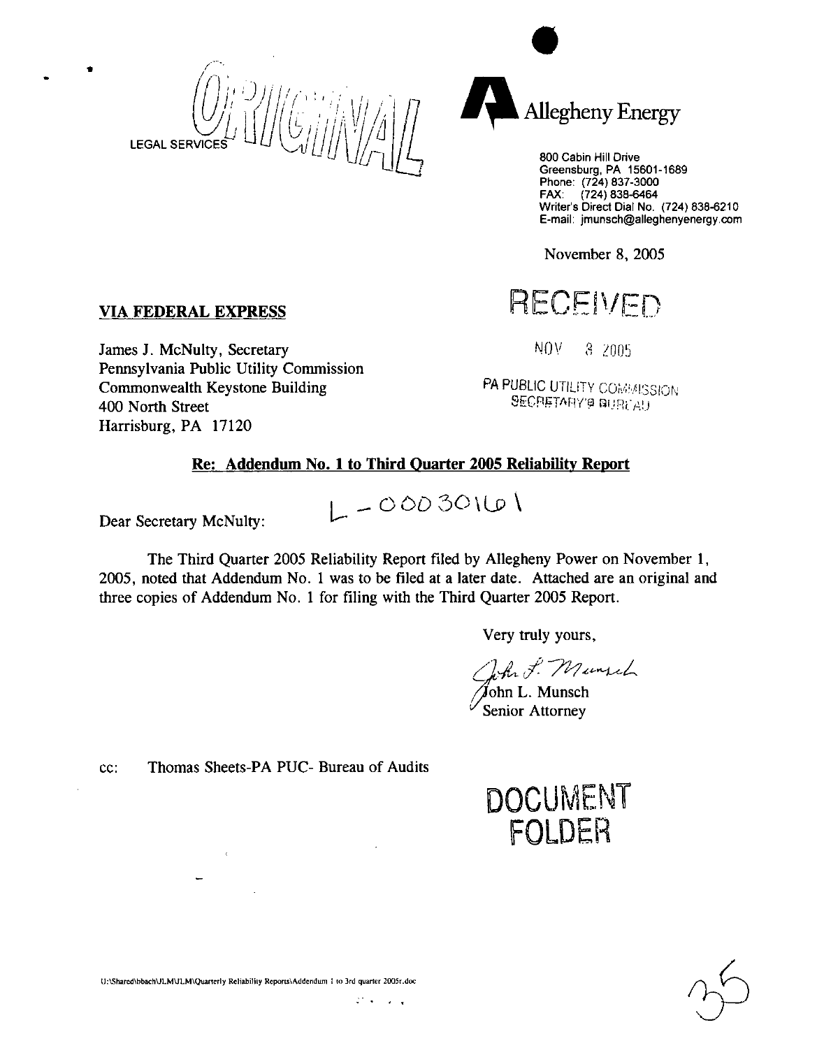ORIGINAL

LEGAL SERVICES

Allegheny Energy

800 Cabin Hill Drive
Greensburg, PA 15601-1689
Phone: (724) 837-3000
FAX: (724) 838-6464
Writer's Direct Dial No. (724) 838-6210
E-mail: jmunsch@alleghenyenergy.com

November 8, 2005

RECEIVED

NOV 8 2005

PA PUBLIC UTILITY COMMISSION
SECRETARY'S BUREAU

**VIA FEDERAL EXPRESS**

James J. McNulty, Secretary
Pennsylvania Public Utility Commission
Commonwealth Keystone Building
400 North Street
Harrisburg, PA 17120

**Re: Addendum No. 1 to Third Quarter 2005 Reliability Report**

L-00030161

Dear Secretary McNulty:

The Third Quarter 2005 Reliability Report filed by Allegheny Power on November 1, 2005, noted that Addendum No. 1 was to be filed at a later date. Attached are an original and three copies of Addendum No. 1 for filing with the Third Quarter 2005 Report.

Very truly yours,

John L. Munsch
Senior Attorney

cc: Thomas Sheets-PA PUC- Bureau of Audits

DOCUMENT
FOLDER

U:\Shared\bbach\JLM\JLM\Quarterly Reliability Reports\Addendum 1 to 3rd quarter 2005r.doc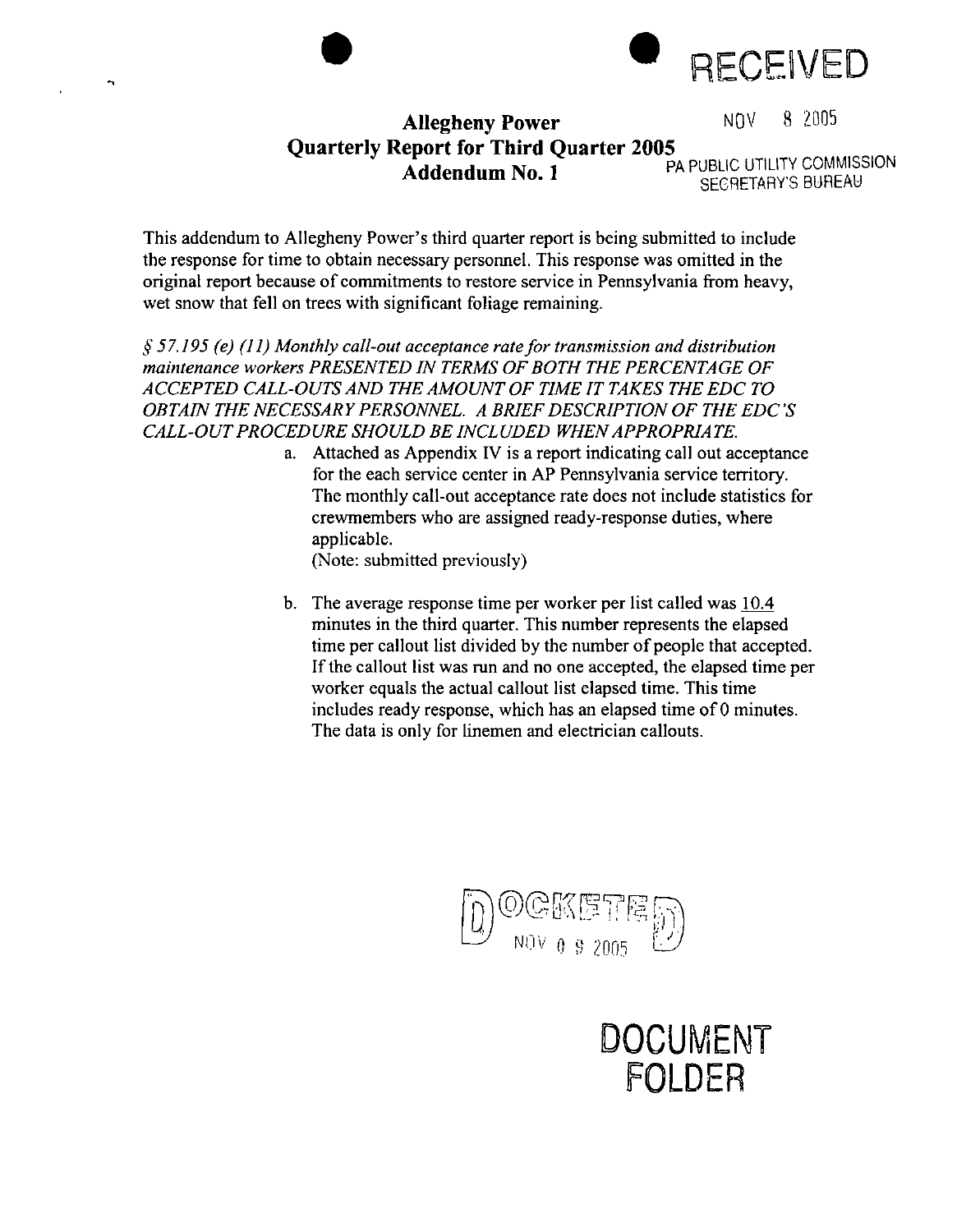RECEIVED

NOV 8 2005

PA PUBLIC UTILITY COMMISSION
SECRETARY'S BUREAU

# Allegheny Power
## Quarterly Report for Third Quarter 2005
## Addendum No. 1

This addendum to Allegheny Power's third quarter report is being submitted to include the response for time to obtain necessary personnel. This response was omitted in the original report because of commitments to restore service in Pennsylvania from heavy, wet snow that fell on trees with significant foliage remaining.

*§ 57.195 (e) (11) Monthly call-out acceptance rate for transmission and distribution maintenance workers PRESENTED IN TERMS OF BOTH THE PERCENTAGE OF ACCEPTED CALL-OUTS AND THE AMOUNT OF TIME IT TAKES THE EDC TO OBTAIN THE NECESSARY PERSONNEL. A BRIEF DESCRIPTION OF THE EDC'S CALL-OUT PROCEDURE SHOULD BE INCLUDED WHEN APPROPRIATE.*

a. Attached as Appendix IV is a report indicating call out acceptance for the each service center in AP Pennsylvania service territory. The monthly call-out acceptance rate does not include statistics for crewmembers who are assigned ready-response duties, where applicable.
(Note: submitted previously)

b. The average response time per worker per list called was <u>10.4</u> minutes in the third quarter. This number represents the elapsed time per callout list divided by the number of people that accepted. If the callout list was run and no one accepted, the elapsed time per worker equals the actual callout list elapsed time. This time includes ready response, which has an elapsed time of 0 minutes. The data is only for linemen and electrician callouts.

DOCKETED
NOV 0 9 2005

DOCUMENT FOLDER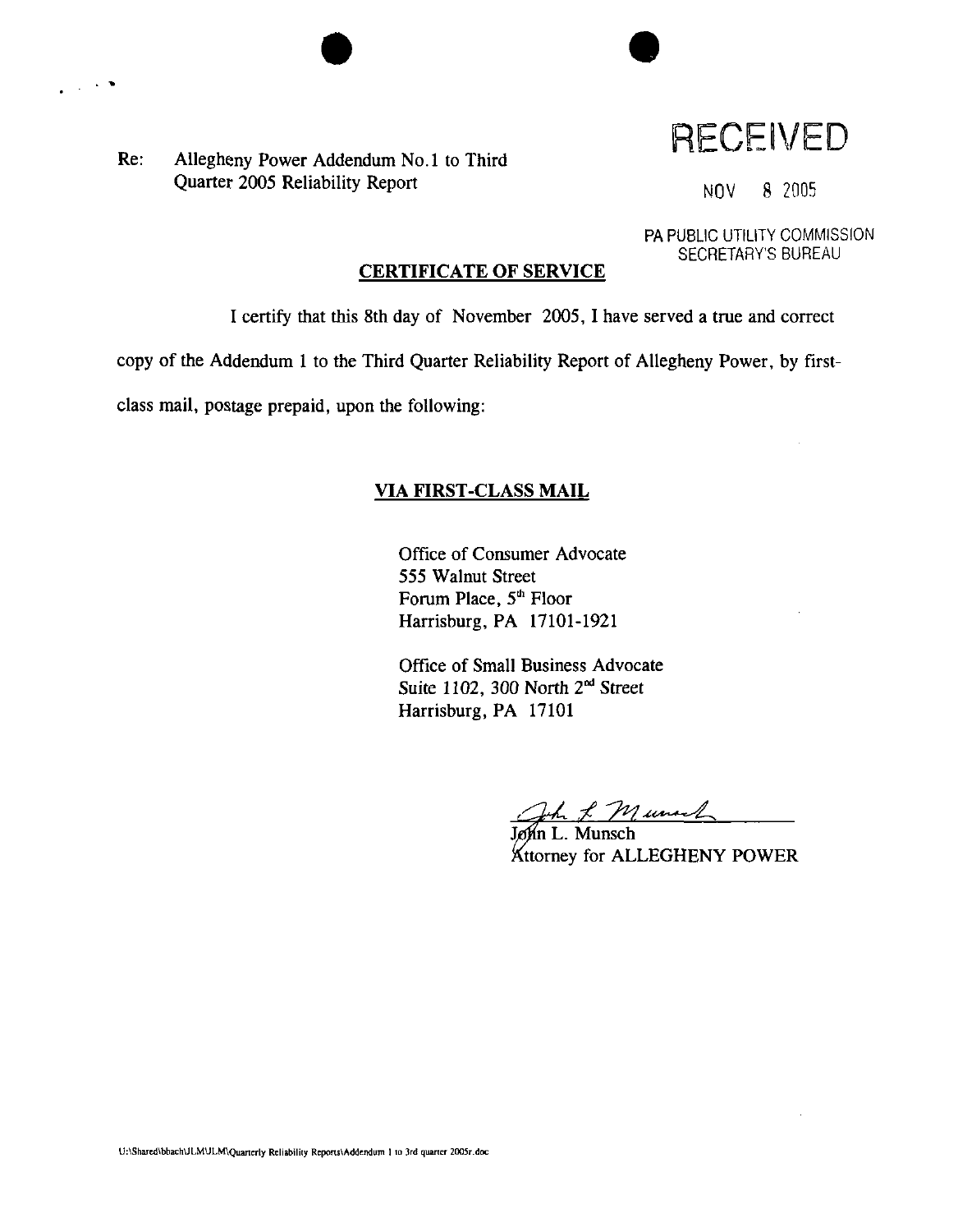Re: Allegheny Power Addendum No.1 to Third Quarter 2005 Reliability Report

RECEIVED

NOV 8 2005

PA PUBLIC UTILITY COMMISSION
SECRETARY'S BUREAU

**CERTIFICATE OF SERVICE**

I certify that this 8th day of November 2005, I have served a true and correct copy of the Addendum 1 to the Third Quarter Reliability Report of Allegheny Power, by first-class mail, postage prepaid, upon the following:

**VIA FIRST-CLASS MAIL**

Office of Consumer Advocate
555 Walnut Street
Forum Place, 5th Floor
Harrisburg, PA 17101-1921

Office of Small Business Advocate
Suite 1102, 300 North 2nd Street
Harrisburg, PA 17101

John L. Munsch
Attorney for ALLEGHENY POWER

U:\Shared\bbach\JLM\JLM\Quarterly Reliability Reports\Addendum 1 to 3rd quarter 2005r.doc